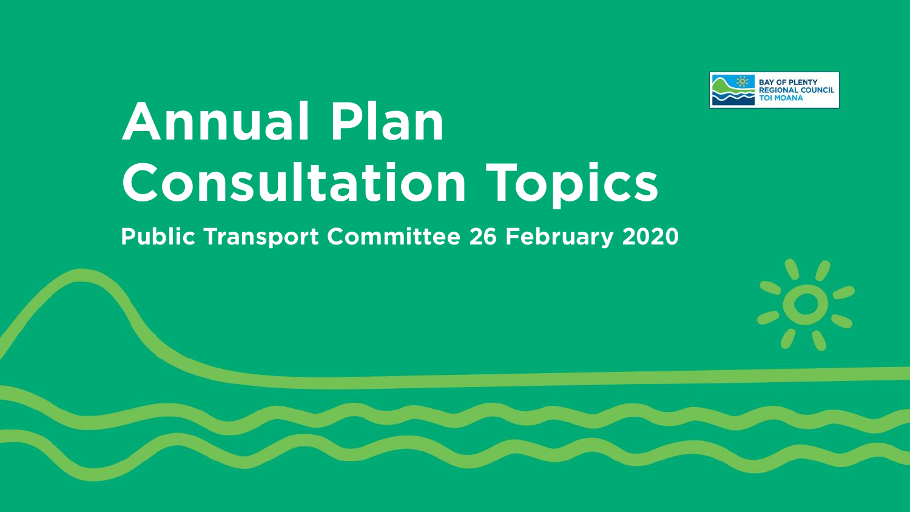# Annual Plan Consultation Topics

**Public Transport Committee 26 February 2020**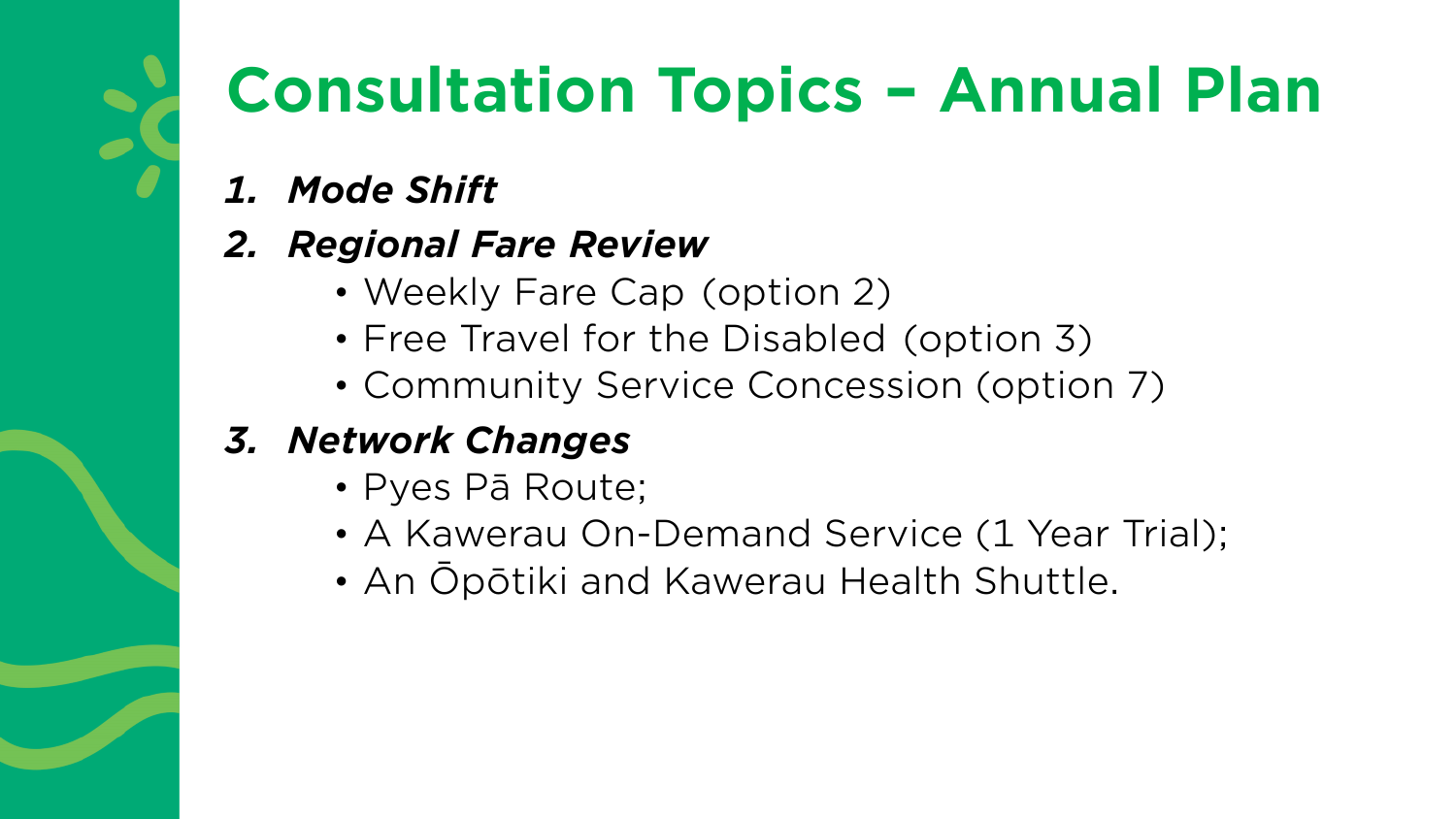# Consultation Topics – Annual Plan

1. ***Mode Shift***
2. ***Regional Fare Review***
    - Weekly Fare Cap (option 2)
    - Free Travel for the Disabled (option 3)
    - Community Service Concession (option 7)
3. ***Network Changes***
    - Pyes Pā Route;
    - A Kawerau On-Demand Service (1 Year Trial);
    - An Ōpōtiki and Kawerau Health Shuttle.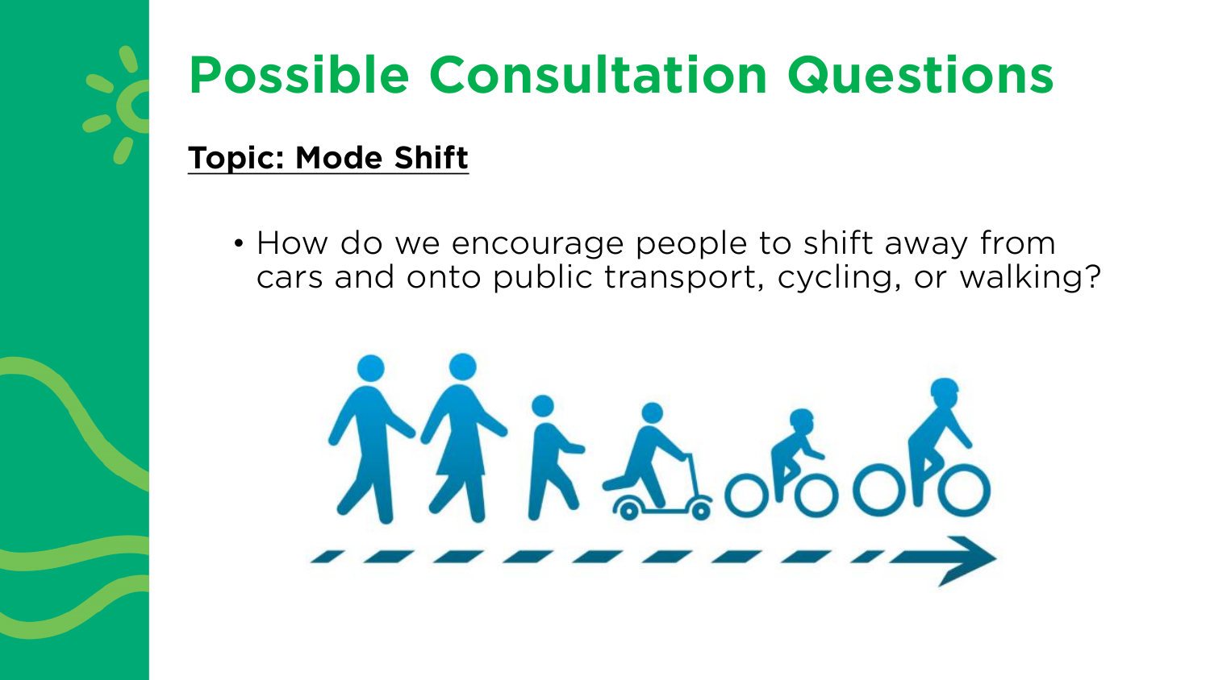# Possible Consultation Questions

**Topic: Mode Shift**

- How do we encourage people to shift away from cars and onto public transport, cycling, or walking?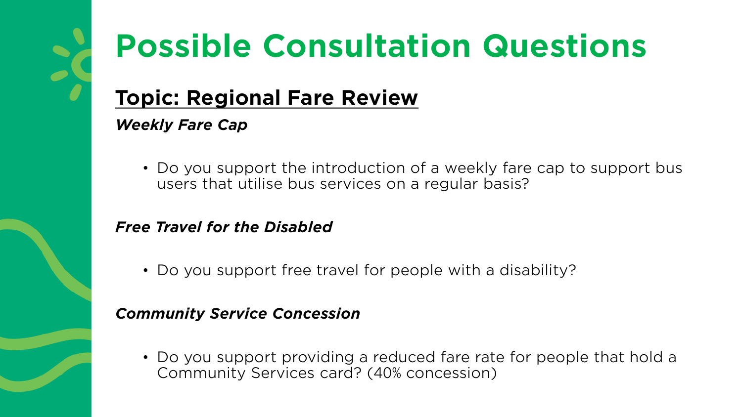# Possible Consultation Questions

## Topic: Regional Fare Review

***Weekly Fare Cap***

- Do you support the introduction of a weekly fare cap to support bus users that utilise bus services on a regular basis?

***Free Travel for the Disabled***

- Do you support free travel for people with a disability?

***Community Service Concession***

- Do you support providing a reduced fare rate for people that hold a Community Services card? (40% concession)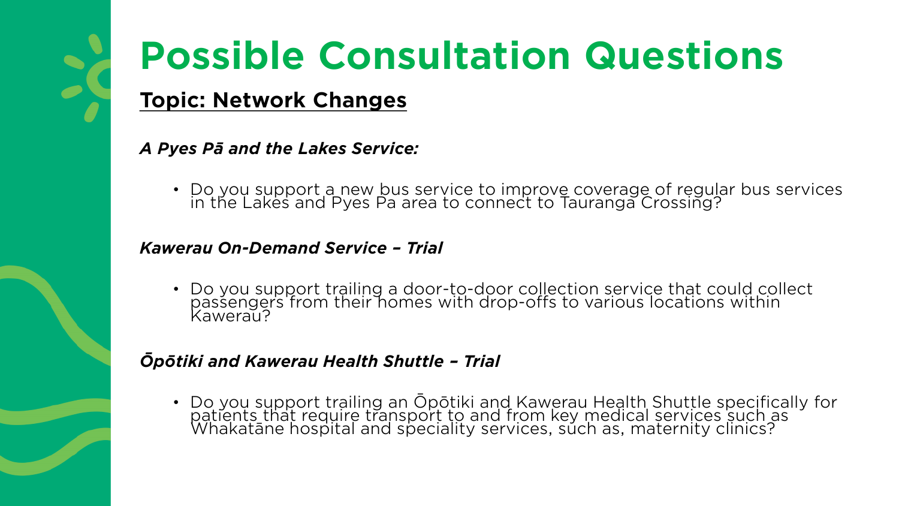# Possible Consultation Questions

## Topic: Network Changes

***A Pyes Pā and the Lakes Service:***

- Do you support a new bus service to improve coverage of regular bus services in the Lakes and Pyes Pa area to connect to Tauranga Crossing?

***Kawerau On-Demand Service – Trial***

- Do you support trailing a door-to-door collection service that could collect passengers from their homes with drop-offs to various locations within Kawerau?

***Ōpōtiki and Kawerau Health Shuttle – Trial***

- Do you support trailing an Ōpōtiki and Kawerau Health Shuttle specifically for patients that require transport to and from key medical services such as Whakatāne hospital and speciality services, such as, maternity clinics?